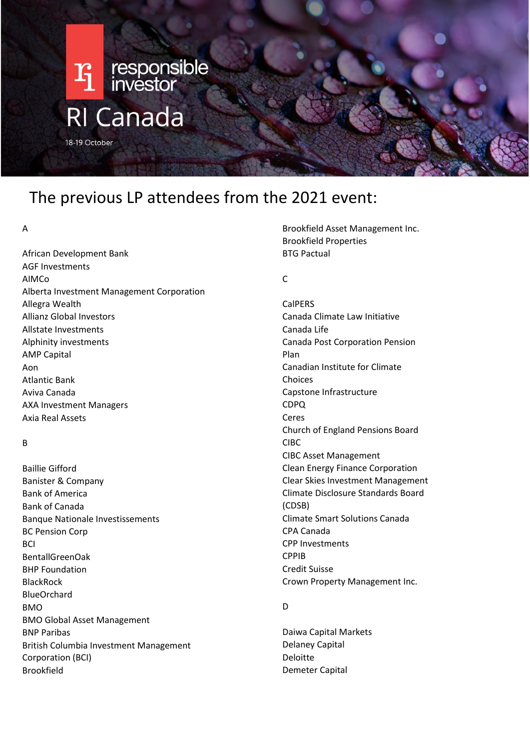responsible investor

# RI Canada

18-19 October

## The previous LP attendees from the 2021 event:

A

African Development Bank
AGF Investments
AIMCo
Alberta Investment Management Corporation
Allegra Wealth
Allianz Global Investors
Allstate Investments
Alphinity investments
AMP Capital
Aon
Atlantic Bank
Aviva Canada
AXA Investment Managers
Axia Real Assets

B

Baillie Gifford
Banister & Company
Bank of America
Bank of Canada
Banque Nationale Investissements
BC Pension Corp
BCI
BentallGreenOak
BHP Foundation
BlackRock
BlueOrchard
BMO
BMO Global Asset Management
BNP Paribas
British Columbia Investment Management Corporation (BCI)
Brookfield
Brookfield Asset Management Inc.
Brookfield Properties
BTG Pactual

C

CalPERS
Canada Climate Law Initiative
Canada Life
Canada Post Corporation Pension Plan
Canadian Institute for Climate Choices
Capstone Infrastructure
CDPQ
Ceres
Church of England Pensions Board
CIBC
CIBC Asset Management
Clean Energy Finance Corporation
Clear Skies Investment Management
Climate Disclosure Standards Board (CDSB)
Climate Smart Solutions Canada
CPA Canada
CPP Investments
CPPIB
Credit Suisse
Crown Property Management Inc.

D

Daiwa Capital Markets
Delaney Capital
Deloitte
Demeter Capital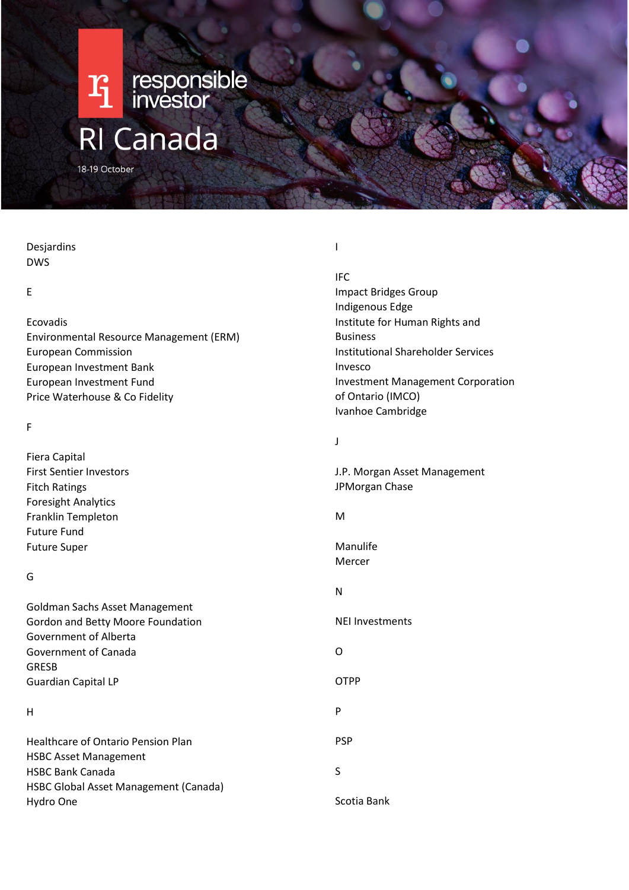responsible investor

# RI Canada

18-19 October

Desjardins
DWS

E

Ecovadis
Environmental Resource Management (ERM)
European Commission
European Investment Bank
European Investment Fund
Price Waterhouse & Co Fidelity

F

Fiera Capital
First Sentier Investors
Fitch Ratings
Foresight Analytics
Franklin Templeton
Future Fund
Future Super

G

Goldman Sachs Asset Management
Gordon and Betty Moore Foundation
Government of Alberta
Government of Canada
GRESB
Guardian Capital LP

H

Healthcare of Ontario Pension Plan
HSBC Asset Management
HSBC Bank Canada
HSBC Global Asset Management (Canada)
Hydro One

I

IFC
Impact Bridges Group
Indigenous Edge
Institute for Human Rights and Business
Institutional Shareholder Services
Invesco
Investment Management Corporation of Ontario (IMCO)
Ivanhoe Cambridge

J

J.P. Morgan Asset Management
JPMorgan Chase

M

Manulife
Mercer

N

NEI Investments

O

OTPP

P

PSP

S

Scotia Bank